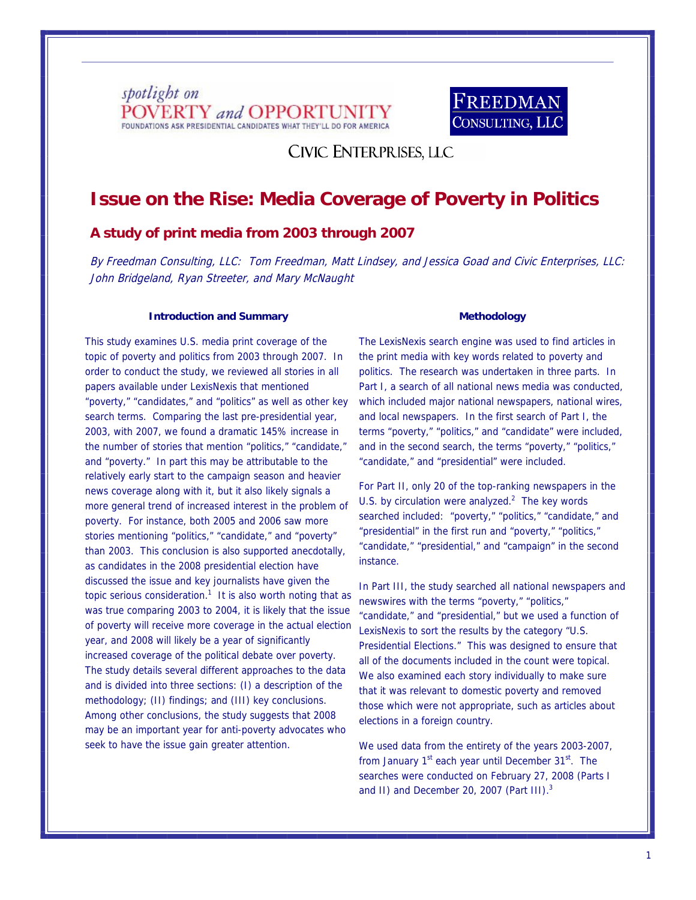spotlight on POVERTY and OPPORTUNITY
FOUNDATIONS ASK PRESIDENTIAL CANDIDATES WHAT THEY'LL DO FOR AMERICA

FREEDMAN CONSULTING, LLC

CIVIC ENTERPRISES, LLC

# Issue on the Rise: Media Coverage of Poverty in Politics

## A study of print media from 2003 through 2007

*By Freedman Consulting, LLC: Tom Freedman, Matt Lindsey, and Jessica Goad and Civic Enterprises, LLC: John Bridgeland, Ryan Streeter, and Mary McNaught*

### Introduction and Summary

This study examines U.S. media print coverage of the topic of poverty and politics from 2003 through 2007. In order to conduct the study, we reviewed all stories in all papers available under LexisNexis that mentioned "poverty," "candidates," and "politics" as well as other key search terms. Comparing the last pre-presidential year, 2003, with 2007, we found a dramatic 145% increase in the number of stories that mention "politics," "candidate," and "poverty." In part this may be attributable to the relatively early start to the campaign season and heavier news coverage along with it, but it also likely signals a more general trend of increased interest in the problem of poverty. For instance, both 2005 and 2006 saw more stories mentioning "politics," "candidate," and "poverty" than 2003. This conclusion is also supported anecdotally, as candidates in the 2008 presidential election have discussed the issue and key journalists have given the topic serious consideration.[1] It is also worth noting that as was true comparing 2003 to 2004, it is likely that the issue of poverty will receive more coverage in the actual election year, and 2008 will likely be a year of significantly increased coverage of the political debate over poverty. The study details several different approaches to the data and is divided into three sections: (I) a description of the methodology; (II) findings; and (III) key conclusions. Among other conclusions, the study suggests that 2008 may be an important year for anti-poverty advocates who seek to have the issue gain greater attention.

### Methodology

The LexisNexis search engine was used to find articles in the print media with key words related to poverty and politics. The research was undertaken in three parts. In Part I, a search of all national news media was conducted, which included major national newspapers, national wires, and local newspapers. In the first search of Part I, the terms "poverty," "politics," and "candidate" were included, and in the second search, the terms "poverty," "politics," "candidate," and "presidential" were included.

For Part II, only 20 of the top-ranking newspapers in the U.S. by circulation were analyzed.[2] The key words searched included: "poverty," "politics," "candidate," and "presidential" in the first run and "poverty," "politics," "candidate," "presidential," and "campaign" in the second instance.

In Part III, the study searched all national newspapers and newswires with the terms "poverty," "politics," "candidate," and "presidential," but we used a function of LexisNexis to sort the results by the category "U.S. Presidential Elections." This was designed to ensure that all of the documents included in the count were topical. We also examined each story individually to make sure that it was relevant to domestic poverty and removed those which were not appropriate, such as articles about elections in a foreign country.

We used data from the entirety of the years 2003-2007, from January 1st each year until December 31st. The searches were conducted on February 27, 2008 (Parts I and II) and December 20, 2007 (Part III).[3]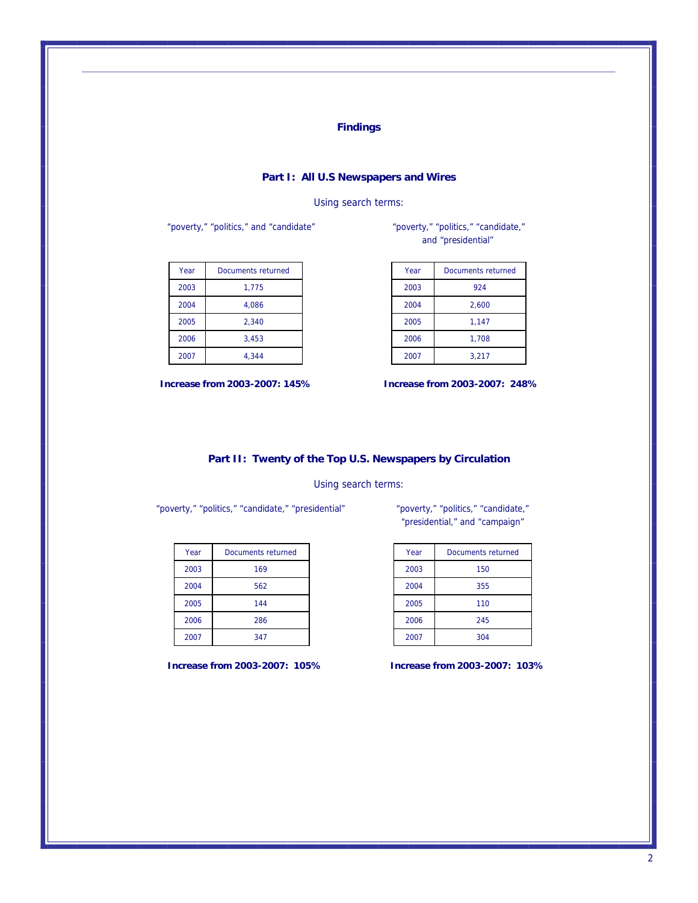## Findings

### Part I: All U.S Newspapers and Wires

Using search terms:

"poverty," "politics," and "candidate"

| Year | Documents returned |
|---|---|
| 2003 | 1,775 |
| 2004 | 4,086 |
| 2005 | 2,340 |
| 2006 | 3,453 |
| 2007 | 4,344 |

**Increase from 2003-2007: 145%**

"poverty," "politics," "candidate," and "presidential"

| Year | Documents returned |
|---|---|
| 2003 | 924 |
| 2004 | 2,600 |
| 2005 | 1,147 |
| 2006 | 1,708 |
| 2007 | 3,217 |

**Increase from 2003-2007: 248%**

### Part II: Twenty of the Top U.S. Newspapers by Circulation

Using search terms:

"poverty," "politics," "candidate," "presidential"

| Year | Documents returned |
|---|---|
| 2003 | 169 |
| 2004 | 562 |
| 2005 | 144 |
| 2006 | 286 |
| 2007 | 347 |

**Increase from 2003-2007: 105%**

"poverty," "politics," "candidate," "presidential," and "campaign"

| Year | Documents returned |
|---|---|
| 2003 | 150 |
| 2004 | 355 |
| 2005 | 110 |
| 2006 | 245 |
| 2007 | 304 |

**Increase from 2003-2007: 103%**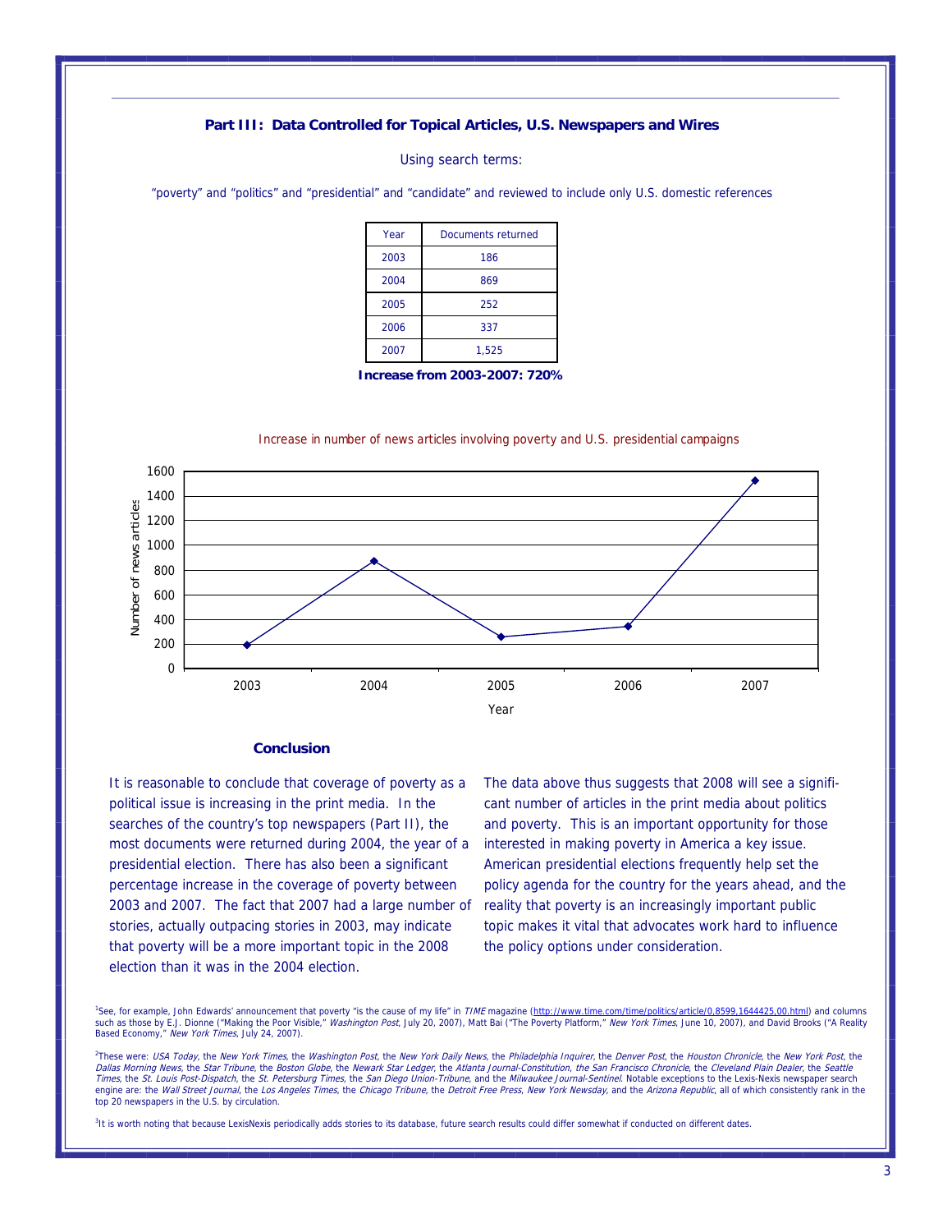## Part III: Data Controlled for Topical Articles, U.S. Newspapers and Wires

Using search terms:

"poverty" and "politics" and "presidential" and "candidate" and reviewed to include only U.S. domestic references

| Year | Documents returned |
|---|---|
| 2003 | 186 |
| 2004 | 869 |
| 2005 | 252 |
| 2006 | 337 |
| 2007 | 1,525 |

**Increase from 2003-2007: 720%**

Increase in number of news articles involving poverty and U.S. presidential campaigns

1600
1400
1200
1000
800
600
400
200
0

Number of news articles

2003 2004 2005 2006 2007

Year

### Conclusion

It is reasonable to conclude that coverage of poverty as a political issue is increasing in the print media. In the searches of the country's top newspapers (Part II), the most documents were returned during 2004, the year of a presidential election. There has also been a significant percentage increase in the coverage of poverty between 2003 and 2007. The fact that 2007 had a large number of stories, actually outpacing stories in 2003, may indicate that poverty will be a more important topic in the 2008 election than it was in the 2004 election.

The data above thus suggests that 2008 will see a significant number of articles in the print media about politics and poverty. This is an important opportunity for those interested in making poverty in America a key issue. American presidential elections frequently help set the policy agenda for the country for the years ahead, and the reality that poverty is an increasingly important public topic makes it vital that advocates work hard to influence the policy options under consideration.

---

[1]See, for example, John Edwards' announcement that poverty "is the cause of my life" in *TIME* magazine (http://www.time.com/time/politics/article/0,8599,1644425,00.html) and columns such as those by E.J. Dionne ("Making the Poor Visible," *Washington Post*, July 20, 2007), Matt Bai ("The Poverty Platform," *New York Times*, June 10, 2007), and David Brooks ("A Reality Based Economy," *New York Times*, July 24, 2007).

[2]These were: *USA Today*, the *New York Times*, the *Washington Post*, the *New York Daily News*, the *Philadelphia Inquirer*, the *Denver Post*, the *Houston Chronicle*, the *New York Post*, the *Dallas Morning News*, the *Star Tribune*, the *Boston Globe*, the *Newark Star Ledger*, the *Atlanta Journal-Constitution*, *the San Francisco Chronicle*, the *Cleveland Plain Dealer*, the *Seattle Times*, the *St. Louis Post-Dispatch*, the *St. Petersburg Times*, the *San Diego Union-Tribune*, and the *Milwaukee Journal-Sentinel*. Notable exceptions to the Lexis-Nexis newspaper search engine are: the *Wall Street Journal*, the *Los Angeles Times*, the *Chicago Tribune*, the *Detroit Free Press*, *New York Newsday*, and the *Arizona Republic*, all of which consistently rank in the top 20 newspapers in the U.S. by circulation.

[3]It is worth noting that because LexisNexis periodically adds stories to its database, future search results could differ somewhat if conducted on different dates.